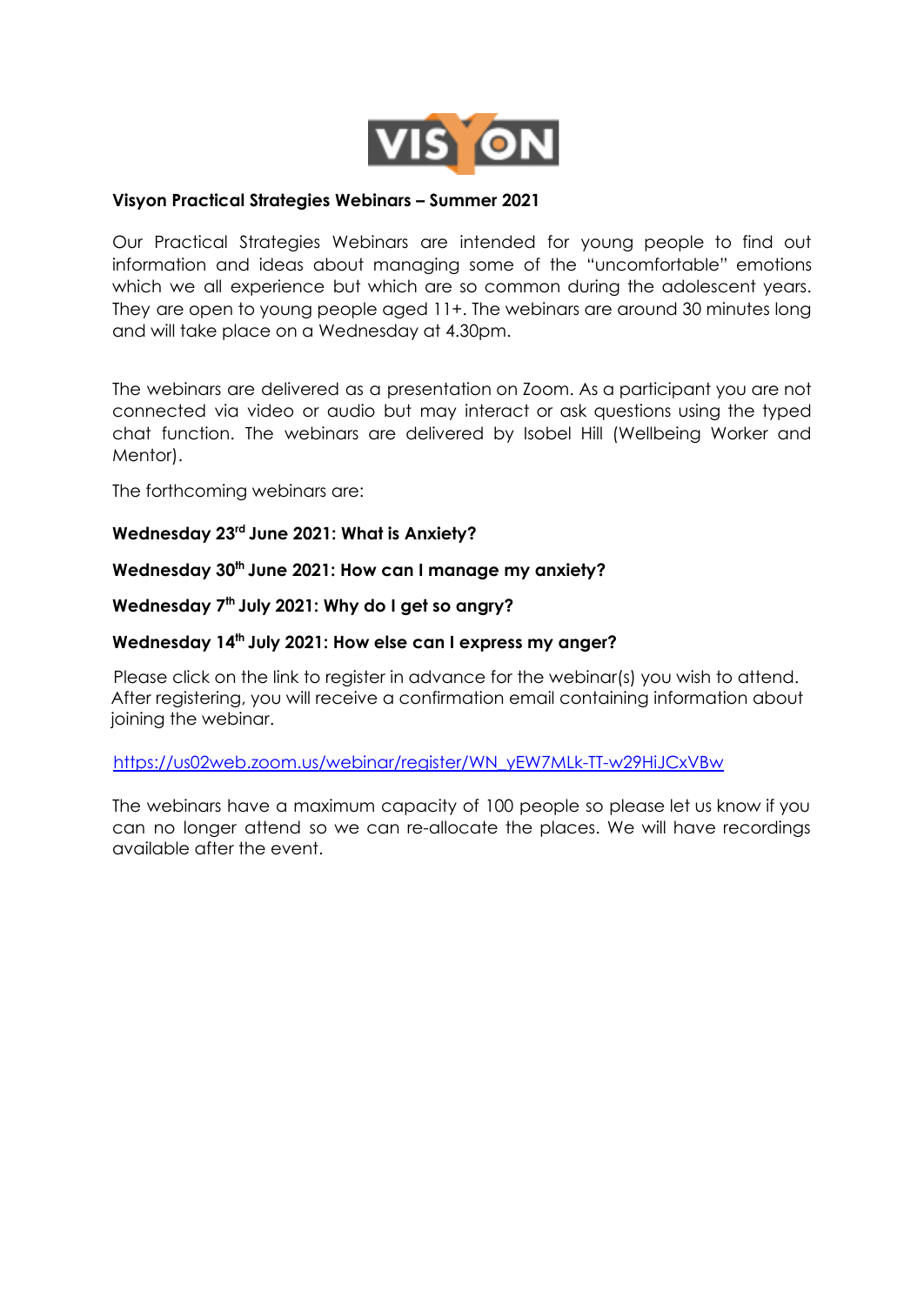**Visyon Practical Strategies Webinars – Summer 2021**

Our Practical Strategies Webinars are intended for young people to find out information and ideas about managing some of the "uncomfortable" emotions which we all experience but which are so common during the adolescent years. They are open to young people aged 11+. The webinars are around 30 minutes long and will take place on a Wednesday at 4.30pm.

The webinars are delivered as a presentation on Zoom. As a participant you are not connected via video or audio but may interact or ask questions using the typed chat function. The webinars are delivered by Isobel Hill (Wellbeing Worker and Mentor).

The forthcoming webinars are:

**Wednesday 23rd June 2021: What is Anxiety?**

**Wednesday 30th June 2021: How can I manage my anxiety?**

**Wednesday 7th July 2021: Why do I get so angry?**

**Wednesday 14th July 2021: How else can I express my anger?**

Please click on the link to register in advance for the webinar(s) you wish to attend. After registering, you will receive a confirmation email containing information about joining the webinar.

https://us02web.zoom.us/webinar/register/WN_yEW7MLk-TT-w29HiJCxVBw

The webinars have a maximum capacity of 100 people so please let us know if you can no longer attend so we can re-allocate the places. We will have recordings available after the event.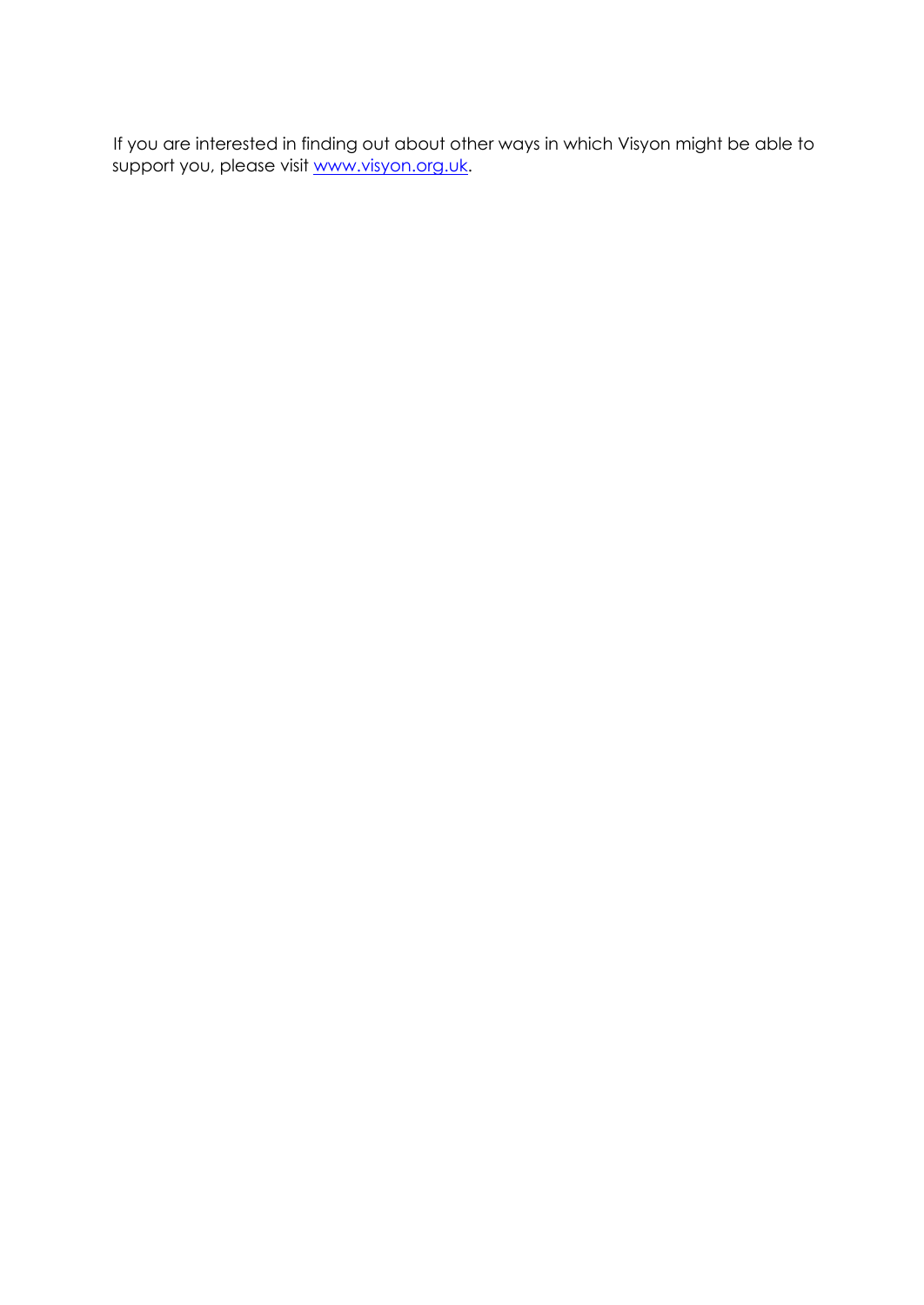If you are interested in finding out about other ways in which Visyon might be able to support you, please visit [www.visyon.org.uk](http://www.visyon.org.uk).